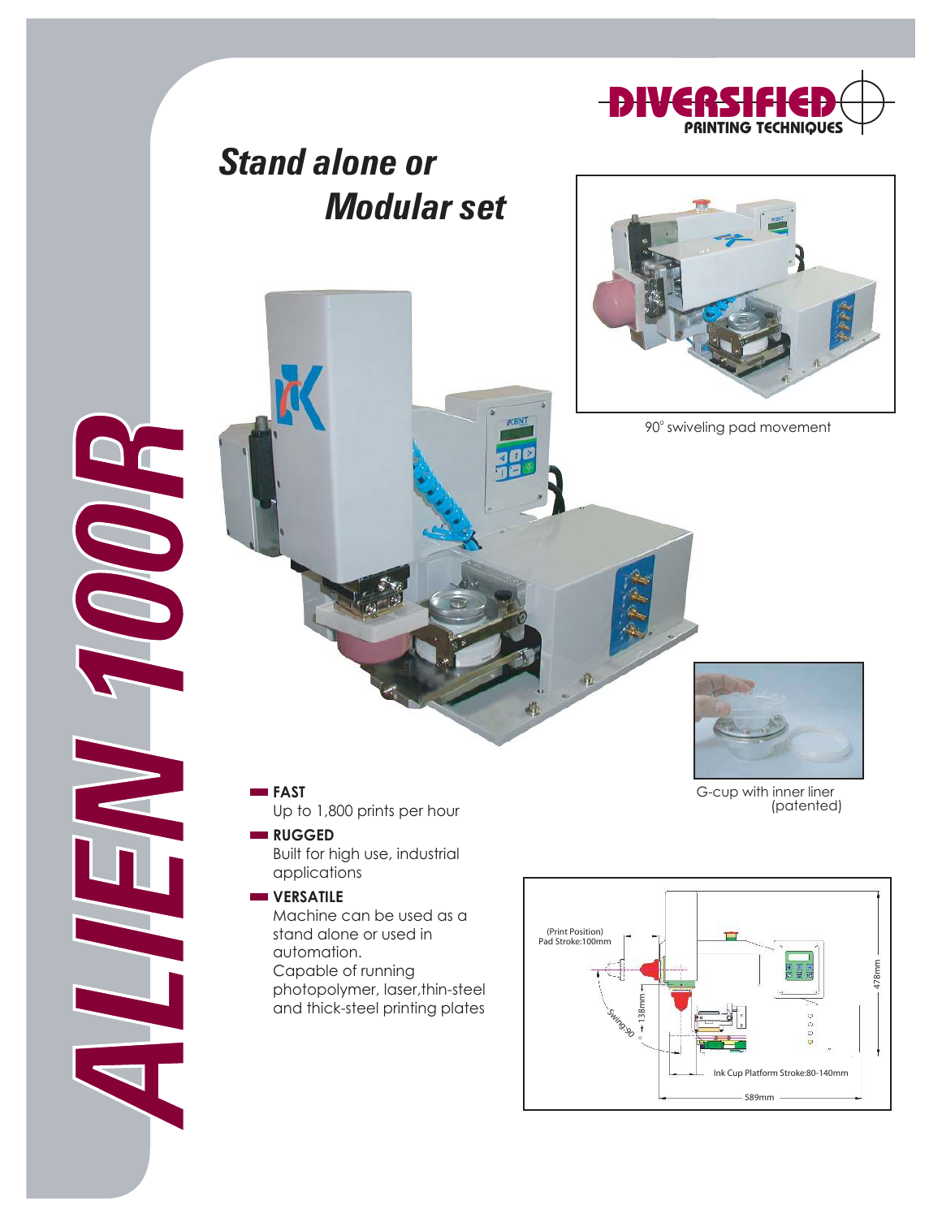# ALIEN 100R

DIVERSIFIED PRINTING TECHNIQUES

## *Stand alone or Modular set*

90° swiveling pad movement

G-cup with inner liner (patented)

- **FAST**
  Up to 1,800 prints per hour
- **RUGGED**
  Built for high use, industrial applications
- **VERSATILE**
  Machine can be used as a stand alone or used in automation.
  Capable of running photopolymer, laser, thin-steel and thick-steel printing plates

(Print Position) Pad Stroke:100mm

Swing:90°

138mm

478mm

Ink Cup Platform Stroke:80-140mm

589mm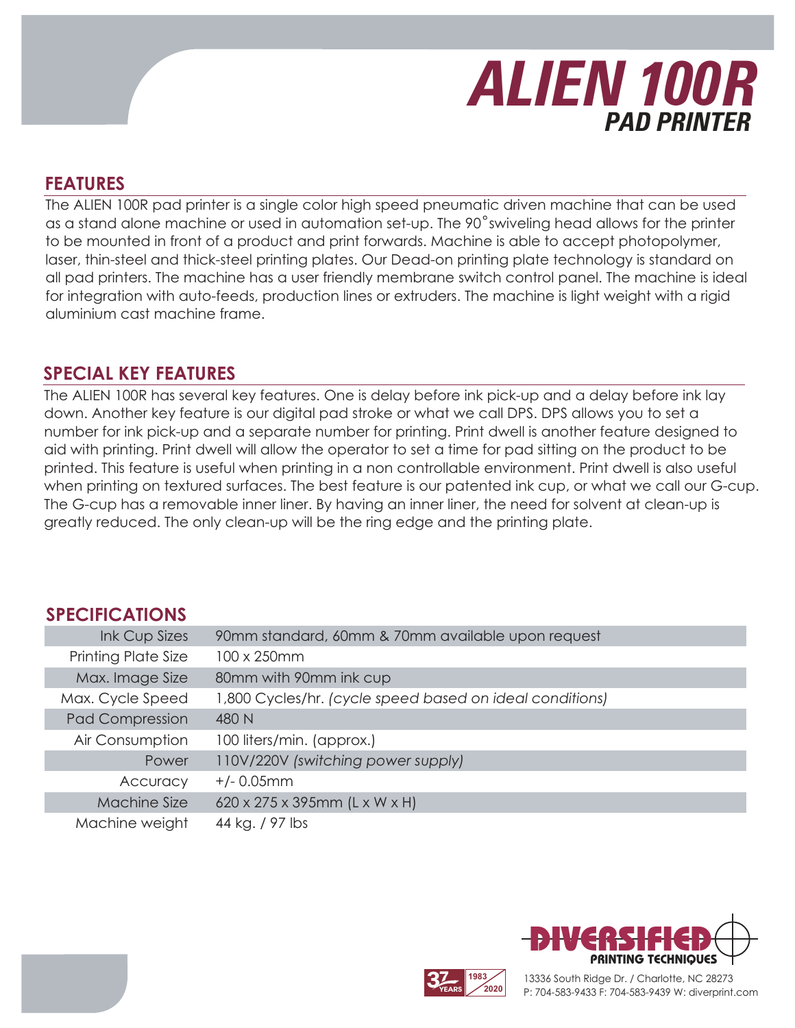# ALIEN 100R
## PAD PRINTER

## FEATURES

The ALIEN 100R pad printer is a single color high speed pneumatic driven machine that can be used as a stand alone machine or used in automation set-up. The 90˚swiveling head allows for the printer to be mounted in front of a product and print forwards. Machine is able to accept photopolymer, laser, thin-steel and thick-steel printing plates. Our Dead-on printing plate technology is standard on all pad printers. The machine has a user friendly membrane switch control panel. The machine is ideal for integration with auto-feeds, production lines or extruders. The machine is light weight with a rigid aluminium cast machine frame.

## SPECIAL KEY FEATURES

The ALIEN 100R has several key features. One is delay before ink pick-up and a delay before ink lay down. Another key feature is our digital pad stroke or what we call DPS. DPS allows you to set a number for ink pick-up and a separate number for printing. Print dwell is another feature designed to aid with printing. Print dwell will allow the operator to set a time for pad sitting on the product to be printed. This feature is useful when printing in a non controllable environment. Print dwell is also useful when printing on textured surfaces. The best feature is our patented ink cup, or what we call our G-cup. The G-cup has a removable inner liner. By having an inner liner, the need for solvent at clean-up is greatly reduced. The only clean-up will be the ring edge and the printing plate.

## SPECIFICATIONS

| | |
|---|---|
| Ink Cup Sizes | 90mm standard, 60mm & 70mm available upon request |
| Printing Plate Size | 100 x 250mm |
| Max. Image Size | 80mm with 90mm ink cup |
| Max. Cycle Speed | 1,800 Cycles/hr. *(cycle speed based on ideal conditions)* |
| Pad Compression | 480 N |
| Air Consumption | 100 liters/min. (approx.) |
| Power | 110V/220V *(switching power supply)* |
| Accuracy | +/- 0.05mm |
| Machine Size | 620 x 275 x 395mm (L x W x H) |
| Machine weight | 44 kg. / 97 lbs |

DIVERSIFIED PRINTING TECHNIQUES

37 YEARS 1983 2020

13336 South Ridge Dr. / Charlotte, NC 28273
P: 704-583-9433 F: 704-583-9439 W: diverprint.com